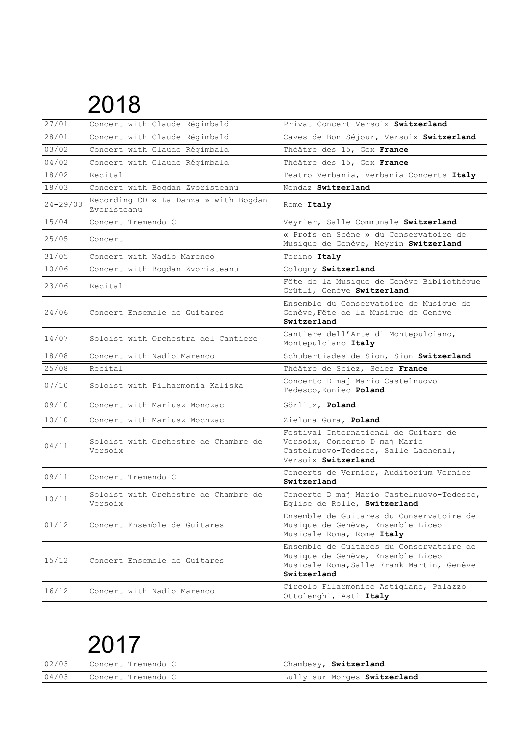# 2018

| | | |
|---|---|---|
| 27/01 | Concert with Claude Régimbald | Privat Concert Versoix **Switzerland** |
| 28/01 | Concert with Claude Régimbald | Caves de Bon Séjour, Versoix **Switzerland** |
| 03/02 | Concert with Claude Régimbald | Théâtre des 15, Gex **France** |
| 04/02 | Concert with Claude Régimbald | Théâtre des 15, Gex **France** |
| 18/02 | Recital | Teatro Verbania, Verbania Concerts **Italy** |
| 18/03 | Concert with Bogdan Zvoristeanu | Nendaz **Switzerland** |
| 24-29/03 | Recording CD « La Danza » with Bogdan Zvoristeanu | Rome **Italy** |
| 15/04 | Concert Tremendo C | Veyrier, Salle Communale **Switzerland** |
| 25/05 | Concert | « Profs en Scène » du Conservatoire de Musique de Genève, Meyrin **Switzerland** |
| 31/05 | Concert with Nadio Marenco | Torino **Italy** |
| 10/06 | Concert with Bogdan Zvoristeanu | Cologny **Switzerland** |
| 23/06 | Recital | Fête de la Musique de Genève Bibliothèque Grütli, Genève **Switzerland** |
| 24/06 | Concert Ensemble de Guitares | Ensemble du Conservatoire de Musique de Genève, Fête de la Musique de Genève **Switzerland** |
| 14/07 | Soloist with Orchestra del Cantiere | Cantiere dell'Arte di Montepulciano, Montepulciano **Italy** |
| 18/08 | Concert with Nadio Marenco | Schubertiades de Sion, Sion **Switzerland** |
| 25/08 | Recital | Théâtre de Sciez, Sciez **France** |
| 07/10 | Soloist with Pilharmonia Kaliska | Concerto D maj Mario Castelnuovo Tedesco, Koniec **Poland** |
| 09/10 | Concert with Mariusz Monczac | Görlitz, **Poland** |
| 10/10 | Concert with Mariusz Mocnzac | Zielona Gora, **Poland** |
| 04/11 | Soloist with Orchestre de Chambre de Versoix | Festival International de Guitare de Versoix, Concerto D maj Mario Castelnuovo-Tedesco, Salle Lachenal, Versoix **Switzerland** |
| 09/11 | Concert Tremendo C | Concerts de Vernier, Auditorium Vernier **Switzerland** |
| 10/11 | Soloist with Orchestre de Chambre de Versoix | Concerto D maj Mario Castelnuovo-Tedesco, Eglise de Rolle, **Switzerland** |
| 01/12 | Concert Ensemble de Guitares | Ensemble de Guitares du Conservatoire de Musique de Genève, Ensemble Liceo Musicale Roma, Rome **Italy** |
| 15/12 | Concert Ensemble de Guitares | Ensemble de Guitares du Conservatoire de Musique de Genève, Ensemble Liceo Musicale Roma, Salle Frank Martin, Genève **Switzerland** |
| 16/12 | Concert with Nadio Marenco | Circolo Filarmonico Astigiano, Palazzo Ottolenghi, Asti **Italy** |

# 2017

| | | |
|---|---|---|
| 02/03 | Concert Tremendo C | Chambesy, **Switzerland** |
| 04/03 | Concert Tremendo C | Lully sur Morges **Switzerland** |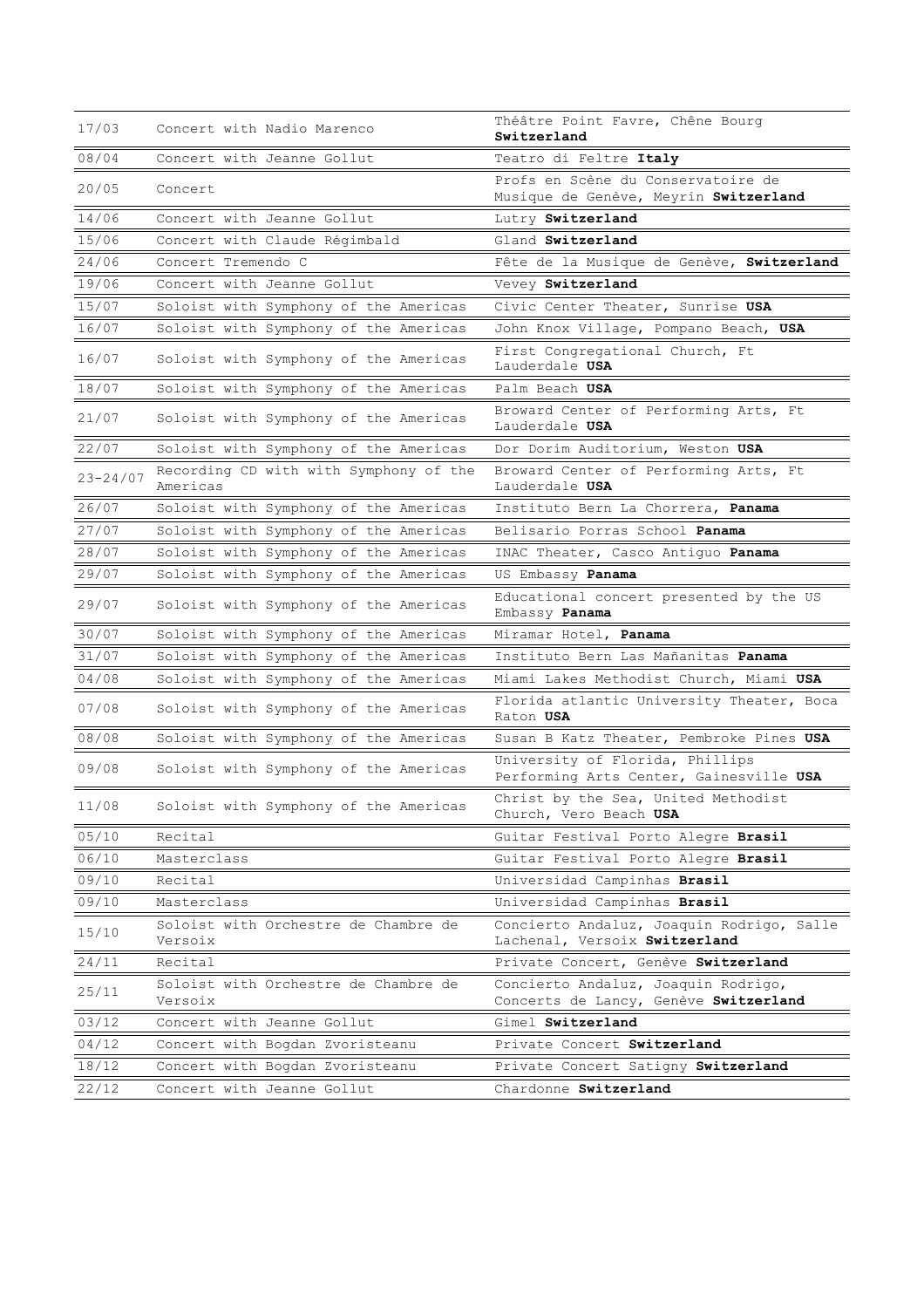| 17/03 | Concert with Nadio Marenco | Théâtre Point Favre, Chêne Bourg **Switzerland** |
|---|---|---|
| 08/04 | Concert with Jeanne Gollut | Teatro di Feltre **Italy** |
| 20/05 | Concert | Profs en Scène du Conservatoire de Musique de Genève, Meyrin **Switzerland** |
| 14/06 | Concert with Jeanne Gollut | Lutry **Switzerland** |
| 15/06 | Concert with Claude Régimbald | Gland **Switzerland** |
| 24/06 | Concert Tremendo C | Fête de la Musique de Genève, **Switzerland** |
| 19/06 | Concert with Jeanne Gollut | Vevey **Switzerland** |
| 15/07 | Soloist with Symphony of the Americas | Civic Center Theater, Sunrise **USA** |
| 16/07 | Soloist with Symphony of the Americas | John Knox Village, Pompano Beach, **USA** |
| 16/07 | Soloist with Symphony of the Americas | First Congregational Church, Ft Lauderdale **USA** |
| 18/07 | Soloist with Symphony of the Americas | Palm Beach **USA** |
| 21/07 | Soloist with Symphony of the Americas | Broward Center of Performing Arts, Ft Lauderdale **USA** |
| 22/07 | Soloist with Symphony of the Americas | Dor Dorim Auditorium, Weston **USA** |
| 23-24/07 | Recording CD with with Symphony of the Americas | Broward Center of Performing Arts, Ft Lauderdale **USA** |
| 26/07 | Soloist with Symphony of the Americas | Instituto Bern La Chorrera, **Panama** |
| 27/07 | Soloist with Symphony of the Americas | Belisario Porras School **Panama** |
| 28/07 | Soloist with Symphony of the Americas | INAC Theater, Casco Antiguo **Panama** |
| 29/07 | Soloist with Symphony of the Americas | US Embassy **Panama** |
| 29/07 | Soloist with Symphony of the Americas | Educational concert presented by the US Embassy **Panama** |
| 30/07 | Soloist with Symphony of the Americas | Miramar Hotel, **Panama** |
| 31/07 | Soloist with Symphony of the Americas | Instituto Bern Las Mañanitas **Panama** |
| 04/08 | Soloist with Symphony of the Americas | Miami Lakes Methodist Church, Miami **USA** |
| 07/08 | Soloist with Symphony of the Americas | Florida atlantic University Theater, Boca Raton **USA** |
| 08/08 | Soloist with Symphony of the Americas | Susan B Katz Theater, Pembroke Pines **USA** |
| 09/08 | Soloist with Symphony of the Americas | University of Florida, Phillips Performing Arts Center, Gainesville **USA** |
| 11/08 | Soloist with Symphony of the Americas | Christ by the Sea, United Methodist Church, Vero Beach **USA** |
| 05/10 | Recital | Guitar Festival Porto Alegre **Brasil** |
| 06/10 | Masterclass | Guitar Festival Porto Alegre **Brasil** |
| 09/10 | Recital | Universidad Campinhas **Brasil** |
| 09/10 | Masterclass | Universidad Campinhas **Brasil** |
| 15/10 | Soloist with Orchestre de Chambre de Versoix | Concierto Andaluz, Joaquin Rodrigo, Salle Lachenal, Versoix **Switzerland** |
| 24/11 | Recital | Private Concert, Genève **Switzerland** |
| 25/11 | Soloist with Orchestre de Chambre de Versoix | Concierto Andaluz, Joaquin Rodrigo, Concerts de Lancy, Genève **Switzerland** |
| 03/12 | Concert with Jeanne Gollut | Gimel **Switzerland** |
| 04/12 | Concert with Bogdan Zvoristeanu | Private Concert **Switzerland** |
| 18/12 | Concert with Bogdan Zvoristeanu | Private Concert Satigny **Switzerland** |
| 22/12 | Concert with Jeanne Gollut | Chardonne **Switzerland** |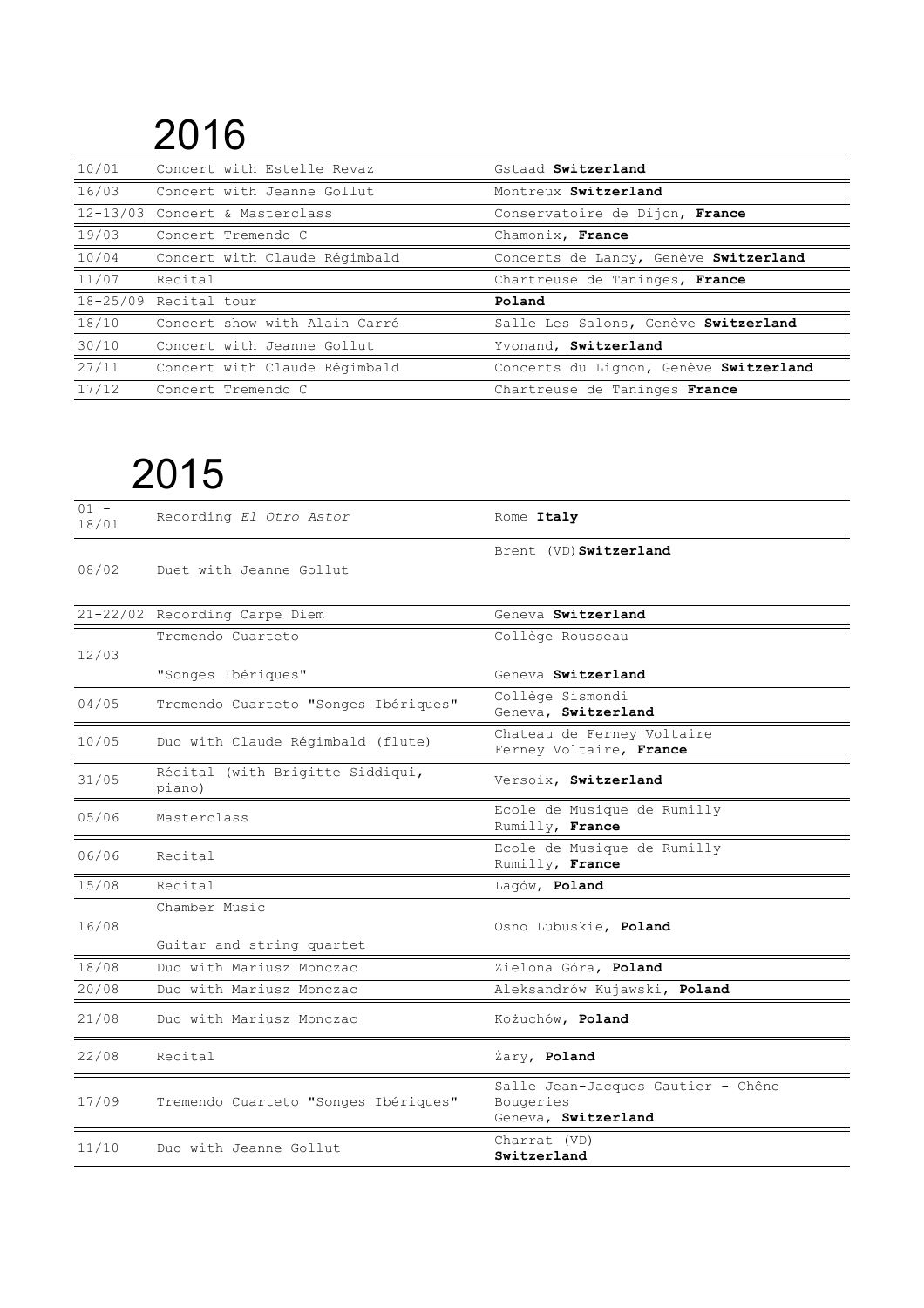# 2016

| | | |
|---|---|---|
| 10/01 | Concert with Estelle Revaz | Gstaad **Switzerland** |
| 16/03 | Concert with Jeanne Gollut | Montreux **Switzerland** |
| 12-13/03 | Concert & Masterclass | Conservatoire de Dijon, **France** |
| 19/03 | Concert Tremendo C | Chamonix, **France** |
| 10/04 | Concert with Claude Régimbald | Concerts de Lancy, Genève **Switzerland** |
| 11/07 | Recital | Chartreuse de Taninges, **France** |
| 18-25/09 | Recital tour | **Poland** |
| 18/10 | Concert show with Alain Carré | Salle Les Salons, Genève **Switzerland** |
| 30/10 | Concert with Jeanne Gollut | Yvonand, **Switzerland** |
| 27/11 | Concert with Claude Régimbald | Concerts du Lignon, Genève **Switzerland** |
| 17/12 | Concert Tremendo C | Chartreuse de Taninges **France** |

# 2015

| | | |
|---|---|---|
| 01 - 18/01 | Recording *El Otro Astor* | Rome **Italy** |
| 08/02 | Duet with Jeanne Gollut | Brent (VD) **Switzerland** |
| 21-22/02 | Recording Carpe Diem | Geneva **Switzerland** |
| 12/03 | Tremendo Cuarteto "Songes Ibériques" | Collège Rousseau Geneva **Switzerland** |
| 04/05 | Tremendo Cuarteto "Songes Ibériques" | Collège Sismondi Geneva, **Switzerland** |
| 10/05 | Duo with Claude Régimbald (flute) | Chateau de Ferney Voltaire Ferney Voltaire, **France** |
| 31/05 | Récital (with Brigitte Siddiqui, piano) | Versoix, **Switzerland** |
| 05/06 | Masterclass | Ecole de Musique de Rumilly Rumilly, **France** |
| 06/06 | Recital | Ecole de Musique de Rumilly Rumilly, **France** |
| 15/08 | Recital | Lagów, **Poland** |
| 16/08 | Chamber Music Guitar and string quartet | Osno Lubuskie, **Poland** |
| 18/08 | Duo with Mariusz Monczac | Zielona Góra, **Poland** |
| 20/08 | Duo with Mariusz Monczac | Aleksandrów Kujawski, **Poland** |
| 21/08 | Duo with Mariusz Monczac | Kożuchów, **Poland** |
| 22/08 | Recital | Żary, **Poland** |
| 17/09 | Tremendo Cuarteto "Songes Ibériques" | Salle Jean-Jacques Gautier - Chêne Bougeries Geneva, **Switzerland** |
| 11/10 | Duo with Jeanne Gollut | Charrat (VD) **Switzerland** |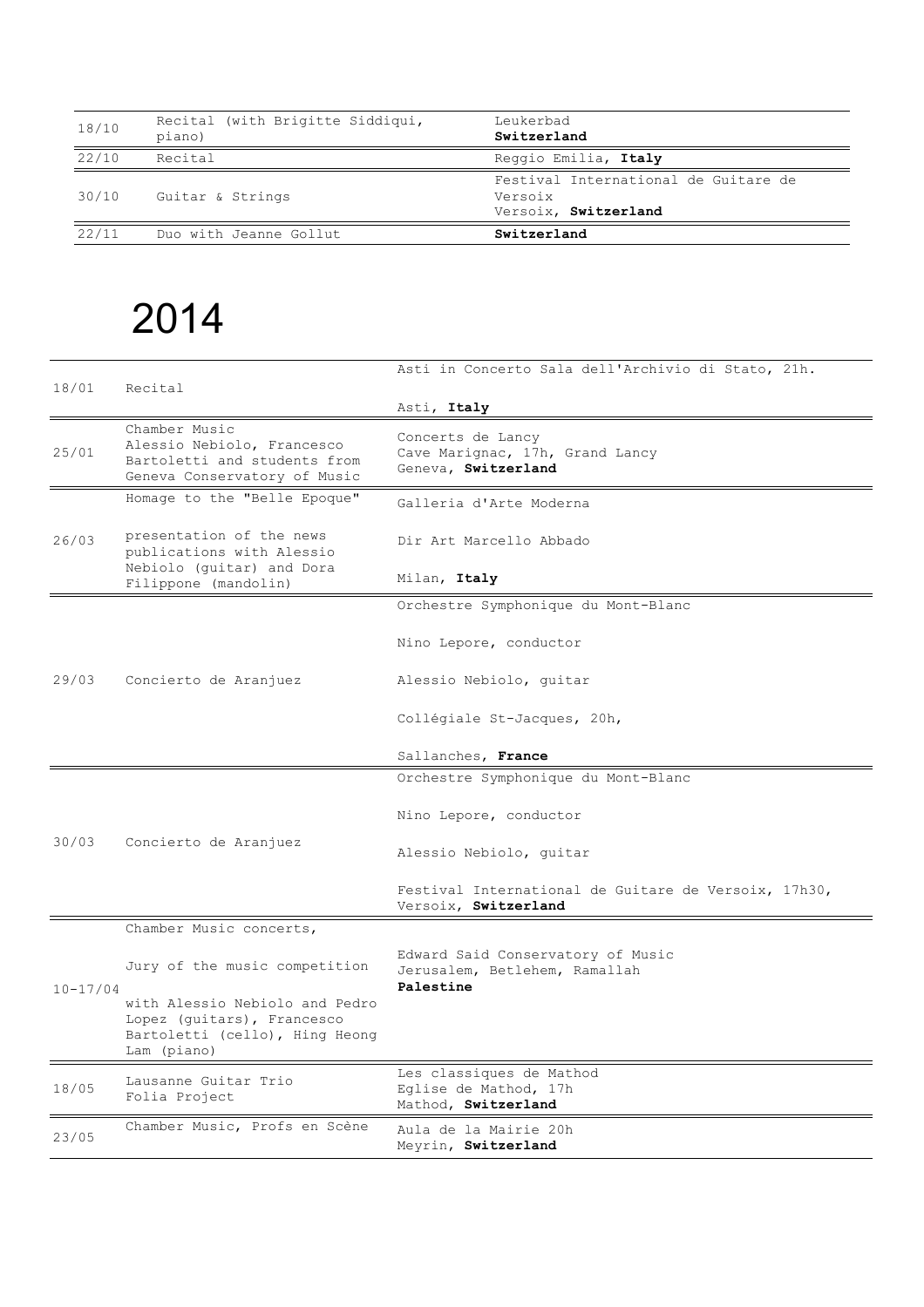| | | |
|---|---|---|
| 18/10 | Recital (with Brigitte Siddiqui, piano) | Leukerbad **Switzerland** |
| 22/10 | Recital | Reggio Emilia, **Italy** |
| 30/10 | Guitar & Strings | Festival International de Guitare de Versoix Versoix, **Switzerland** |
| 22/11 | Duo with Jeanne Gollut | **Switzerland** |

# 2014

| | | |
|---|---|---|
| 18/01 | Recital | Asti in Concerto Sala dell'Archivio di Stato, 21h. Asti, **Italy** |
| 25/01 | Chamber Music Alessio Nebiolo, Francesco Bartoletti and students from Geneva Conservatory of Music | Concerts de Lancy Cave Marignac, 17h, Grand Lancy Geneva, **Switzerland** |
| 26/03 | Homage to the "Belle Epoque" presentation of the news publications with Alessio Nebiolo (guitar) and Dora Filippone (mandolin) | Galleria d'Arte Moderna Dir Art Marcello Abbado Milan, **Italy** |
| 29/03 | Concierto de Aranjuez | Orchestre Symphonique du Mont-Blanc Nino Lepore, conductor Alessio Nebiolo, guitar Collégiale St-Jacques, 20h, Sallanches, **France** |
| 30/03 | Concierto de Aranjuez | Orchestre Symphonique du Mont-Blanc Nino Lepore, conductor Alessio Nebiolo, guitar Festival International de Guitare de Versoix, 17h30, Versoix, **Switzerland** |
| 10-17/04 | Chamber Music concerts, Jury of the music competition with Alessio Nebiolo and Pedro Lopez (guitars), Francesco Bartoletti (cello), Hing Heong Lam (piano) | Edward Said Conservatory of Music Jerusalem, Betlehem, Ramallah **Palestine** |
| 18/05 | Lausanne Guitar Trio Folia Project | Les classiques de Mathod Eglise de Mathod, 17h Mathod, **Switzerland** |
| 23/05 | Chamber Music, Profs en Scène | Aula de la Mairie 20h Meyrin, **Switzerland** |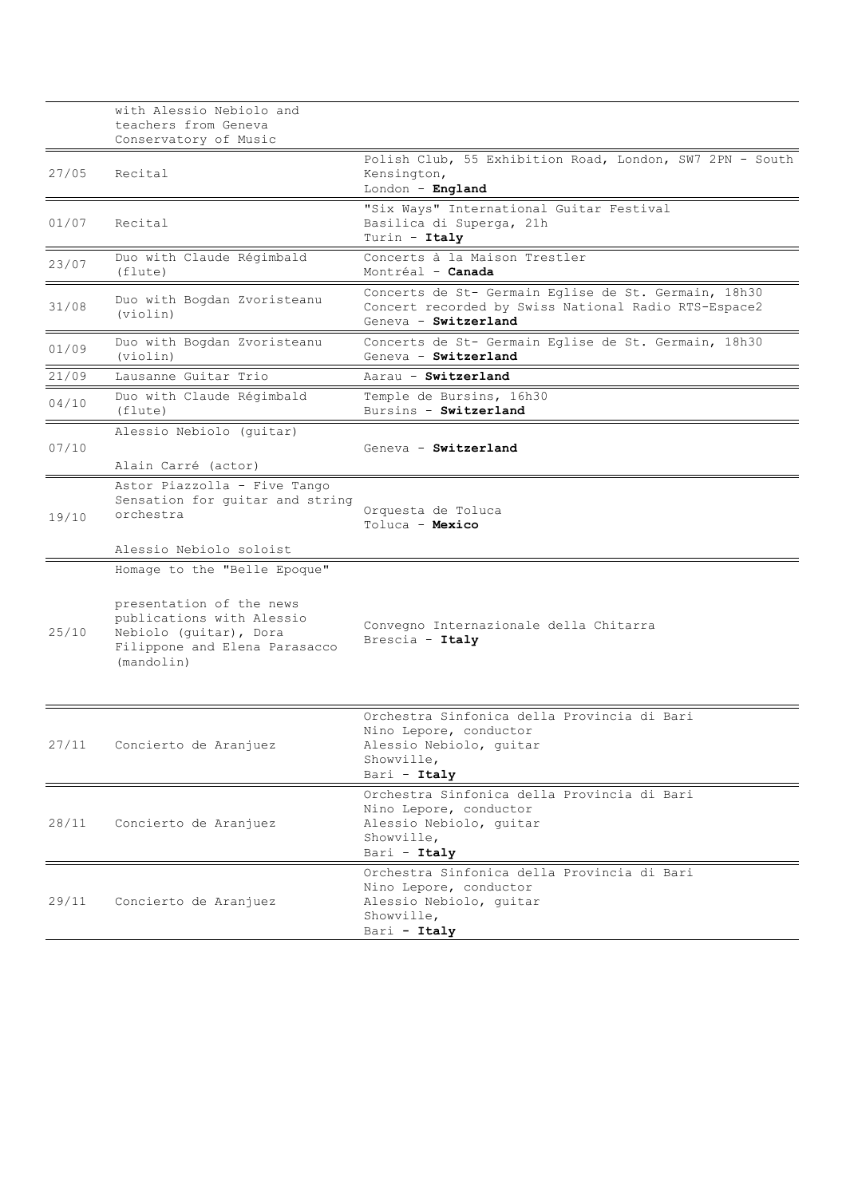| | | |
|---|---|---|
| | with Alessio Nebiolo and teachers from Geneva Conservatory of Music | |
| 27/05 | Recital | Polish Club, 55 Exhibition Road, London, SW7 2PN - South Kensington, London - **England** |
| 01/07 | Recital | "Six Ways" International Guitar Festival Basilica di Superga, 21h Turin - **Italy** |
| 23/07 | Duo with Claude Régimbald (flute) | Concerts à la Maison Trestler Montréal - **Canada** |
| 31/08 | Duo with Bogdan Zvoristeanu (violin) | Concerts de St- Germain Eglise de St. Germain, 18h30 Concert recorded by Swiss National Radio RTS-Espace2 Geneva - **Switzerland** |
| 01/09 | Duo with Bogdan Zvoristeanu (violin) | Concerts de St- Germain Eglise de St. Germain, 18h30 Geneva - **Switzerland** |
| 21/09 | Lausanne Guitar Trio | Aarau - **Switzerland** |
| 04/10 | Duo with Claude Régimbald (flute) | Temple de Bursins, 16h30 Bursins - **Switzerland** |
| 07/10 | Alessio Nebiolo (guitar) Alain Carré (actor) | Geneva - **Switzerland** |
| 19/10 | Astor Piazzolla - Five Tango Sensation for guitar and string orchestra Alessio Nebiolo soloist | Orquesta de Toluca Toluca - **Mexico** |
| 25/10 | Homage to the "Belle Epoque" presentation of the news publications with Alessio Nebiolo (guitar), Dora Filippone and Elena Parasacco (mandolin) | Convegno Internazionale della Chitarra Brescia - **Italy** |
| 27/11 | Concierto de Aranjuez | Orchestra Sinfonica della Provincia di Bari Nino Lepore, conductor Alessio Nebiolo, guitar Showville, Bari - **Italy** |
| 28/11 | Concierto de Aranjuez | Orchestra Sinfonica della Provincia di Bari Nino Lepore, conductor Alessio Nebiolo, guitar Showville, Bari - **Italy** |
| 29/11 | Concierto de Aranjuez | Orchestra Sinfonica della Provincia di Bari Nino Lepore, conductor Alessio Nebiolo, guitar Showville, Bari **- Italy** |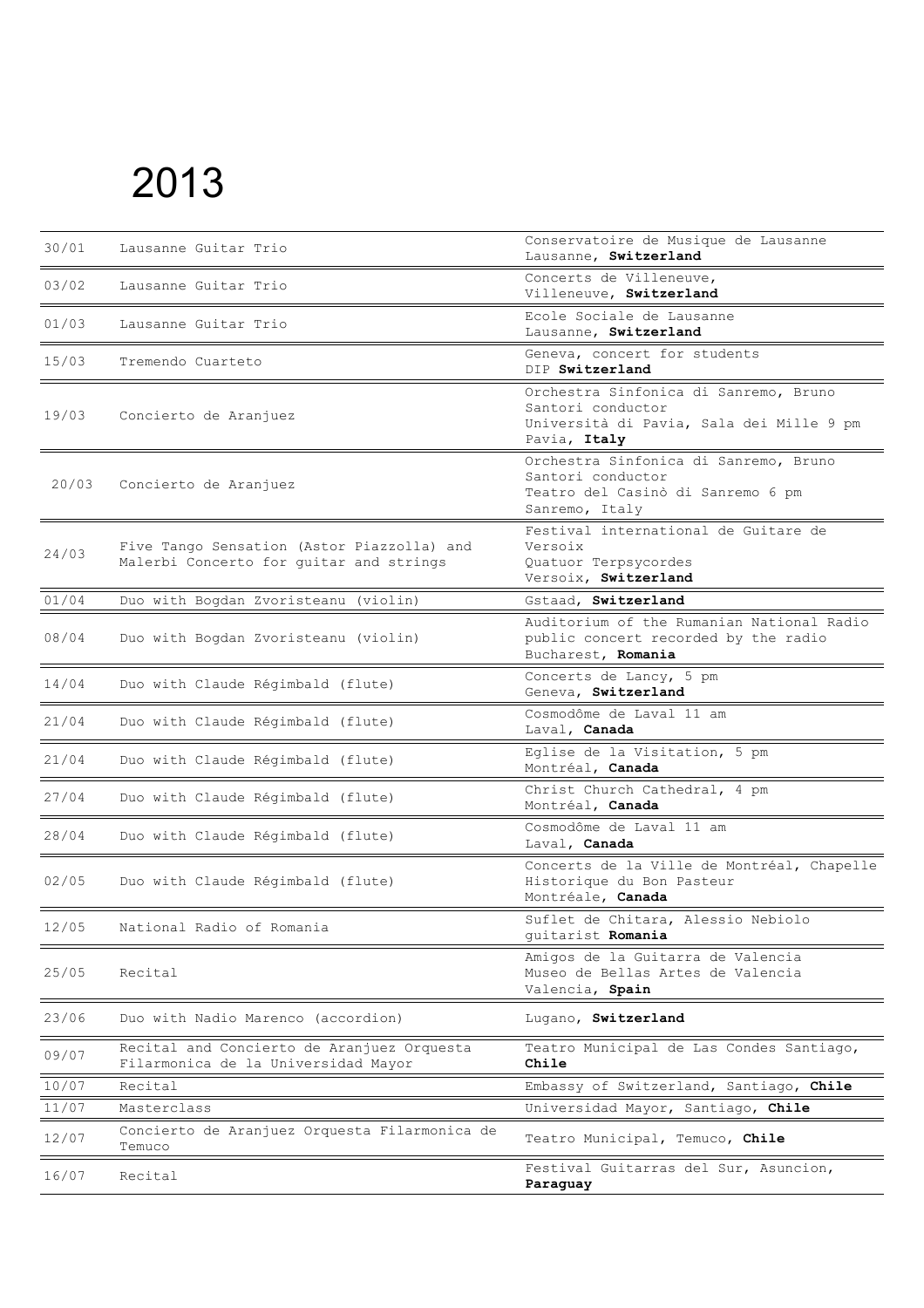# 2013

| | | |
|---|---|---|
| 30/01 | Lausanne Guitar Trio | Conservatoire de Musique de Lausanne<br>Lausanne, **Switzerland** |
| 03/02 | Lausanne Guitar Trio | Concerts de Villeneuve,<br>Villeneuve, **Switzerland** |
| 01/03 | Lausanne Guitar Trio | Ecole Sociale de Lausanne<br>Lausanne, **Switzerland** |
| 15/03 | Tremendo Cuarteto | Geneva, concert for students<br>DIP **Switzerland** |
| 19/03 | Concierto de Aranjuez | Orchestra Sinfonica di Sanremo, Bruno Santori conductor<br>Università di Pavia, Sala dei Mille 9 pm<br>Pavia, **Italy** |
| 20/03 | Concierto de Aranjuez | Orchestra Sinfonica di Sanremo, Bruno Santori conductor<br>Teatro del Casinò di Sanremo 6 pm<br>Sanremo, Italy |
| 24/03 | Five Tango Sensation (Astor Piazzolla) and Malerbi Concerto for guitar and strings | Festival international de Guitare de Versoix<br>Quatuor Terpsycordes<br>Versoix, **Switzerland** |
| 01/04 | Duo with Bogdan Zvoristeanu (violin) | Gstaad, **Switzerland** |
| 08/04 | Duo with Bogdan Zvoristeanu (violin) | Auditorium of the Rumanian National Radio<br>public concert recorded by the radio<br>Bucharest, **Romania** |
| 14/04 | Duo with Claude Régimbald (flute) | Concerts de Lancy, 5 pm<br>Geneva, **Switzerland** |
| 21/04 | Duo with Claude Régimbald (flute) | Cosmodôme de Laval 11 am<br>Laval, **Canada** |
| 21/04 | Duo with Claude Régimbald (flute) | Eglise de la Visitation, 5 pm<br>Montréal, **Canada** |
| 27/04 | Duo with Claude Régimbald (flute) | Christ Church Cathedral, 4 pm<br>Montréal, **Canada** |
| 28/04 | Duo with Claude Régimbald (flute) | Cosmodôme de Laval 11 am<br>Laval, **Canada** |
| 02/05 | Duo with Claude Régimbald (flute) | Concerts de la Ville de Montréal, Chapelle Historique du Bon Pasteur<br>Montréale, **Canada** |
| 12/05 | National Radio of Romania | Suflet de Chitara, Alessio Nebiolo guitarist **Romania** |
| 25/05 | Recital | Amigos de la Guitarra de Valencia<br>Museo de Bellas Artes de Valencia<br>Valencia, **Spain** |
| 23/06 | Duo with Nadio Marenco (accordion) | Lugano, **Switzerland** |
| 09/07 | Recital and Concierto de Aranjuez Orquesta Filarmonica de la Universidad Mayor | Teatro Municipal de Las Condes Santiago, **Chile** |
| 10/07 | Recital | Embassy of Switzerland, Santiago, **Chile** |
| 11/07 | Masterclass | Universidad Mayor, Santiago, **Chile** |
| 12/07 | Concierto de Aranjuez Orquesta Filarmonica de Temuco | Teatro Municipal, Temuco, **Chile** |
| 16/07 | Recital | Festival Guitarras del Sur, Asuncion, **Paraguay** |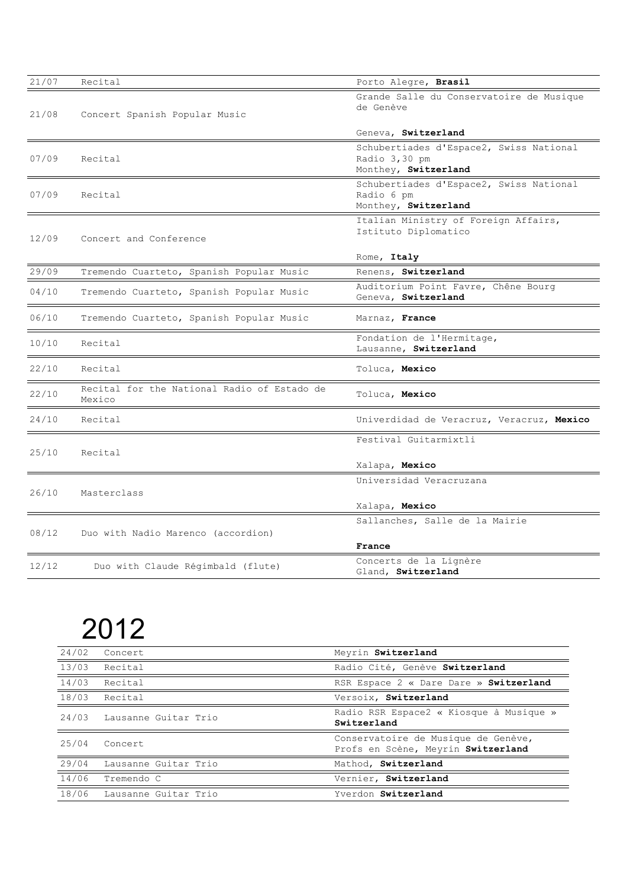| | | |
|---|---|---|
| 21/07 | Recital | Porto Alegre, **Brasil** |
| 21/08 | Concert Spanish Popular Music | Grande Salle du Conservatoire de Musique de Genève<br><br>Geneva, **Switzerland** |
| 07/09 | Recital | Schubertiades d'Espace2, Swiss National Radio 3,30 pm<br>Monthey, **Switzerland** |
| 07/09 | Recital | Schubertiades d'Espace2, Swiss National Radio 6 pm<br>Monthey, **Switzerland** |
| 12/09 | Concert and Conference | Italian Ministry of Foreign Affairs, Istituto Diplomatico<br><br>Rome, **Italy** |
| 29/09 | Tremendo Cuarteto, Spanish Popular Music | Renens, **Switzerland** |
| 04/10 | Tremendo Cuarteto, Spanish Popular Music | Auditorium Point Favre, Chêne Bourg<br>Geneva, **Switzerland** |
| 06/10 | Tremendo Cuarteto, Spanish Popular Music | Marnaz, **France** |
| 10/10 | Recital | Fondation de l'Hermitage,<br>Lausanne, **Switzerland** |
| 22/10 | Recital | Toluca, **Mexico** |
| 22/10 | Recital for the National Radio of Estado de Mexico | Toluca, **Mexico** |
| 24/10 | Recital | Univerdidad de Veracruz, Veracruz, **Mexico** |
| 25/10 | Recital | Festival Guitarmixtli<br><br>Xalapa, **Mexico** |
| 26/10 | Masterclass | Universidad Veracruzana<br><br>Xalapa, **Mexico** |
| 08/12 | Duo with Nadio Marenco (accordion) | Sallanches, Salle de la Mairie<br><br>**France** |
| 12/12 | Duo with Claude Régimbald (flute) | Concerts de la Lignère<br>Gland, **Switzerland** |

# 2012

| | | |
|---|---|---|
| 24/02 | Concert | Meyrin **Switzerland** |
| 13/03 | Recital | Radio Cité, Genève **Switzerland** |
| 14/03 | Recital | RSR Espace 2 « Dare Dare » **Switzerland** |
| 18/03 | Recital | Versoix, **Switzerland** |
| 24/03 | Lausanne Guitar Trio | Radio RSR Espace2 « Kiosque à Musique » **Switzerland** |
| 25/04 | Concert | Conservatoire de Musique de Genève, Profs en Scène, Meyrin **Switzerland** |
| 29/04 | Lausanne Guitar Trio | Mathod, **Switzerland** |
| 14/06 | Tremendo C | Vernier, **Switzerland** |
| 18/06 | Lausanne Guitar Trio | Yverdon **Switzerland** |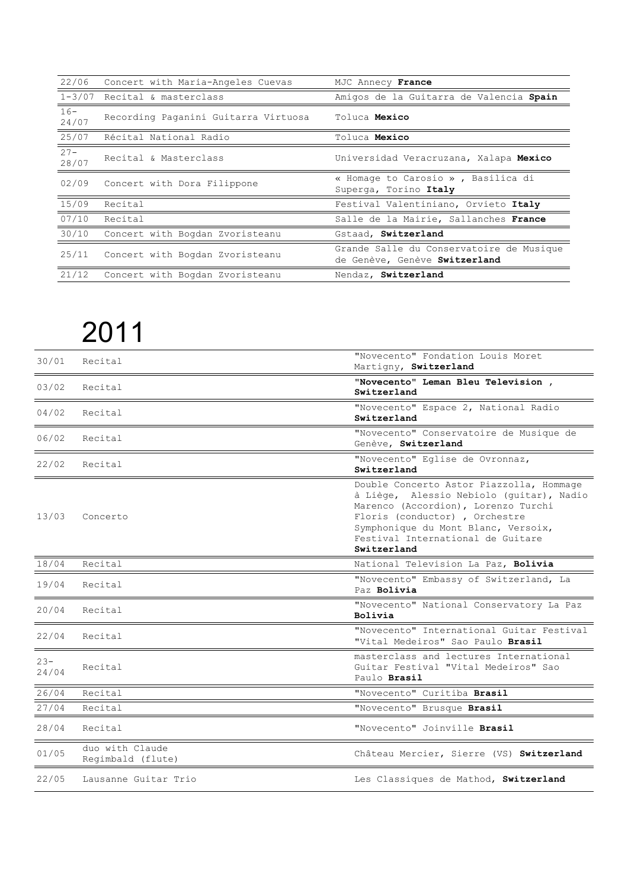| | | |
|---|---|---|
| 22/06 | Concert with Maria-Angeles Cuevas | MJC Annecy **France** |
| 1-3/07 | Recital & masterclass | Amigos de la Guitarra de Valencia **Spain** |
| 16-24/07 | Recording Paganini Guitarra Virtuosa | Toluca **Mexico** |
| 25/07 | Récital National Radio | Toluca **Mexico** |
| 27-28/07 | Recital & Masterclass | Universidad Veracruzana, Xalapa **Mexico** |
| 02/09 | Concert with Dora Filippone | « Homage to Carosio » , Basilica di Superga, Torino **Italy** |
| 15/09 | Recital | Festival Valentiniano, Orvieto **Italy** |
| 07/10 | Recital | Salle de la Mairie, Sallanches **France** |
| 30/10 | Concert with Bogdan Zvoristeanu | Gstaad, **Switzerland** |
| 25/11 | Concert with Bogdan Zvoristeanu | Grande Salle du Conservatoire de Musique de Genève, Genève **Switzerland** |
| 21/12 | Concert with Bogdan Zvoristeanu | Nendaz, **Switzerland** |

# 2011

| | | |
|---|---|---|
| 30/01 | Recital | "Novecento" Fondation Louis Moret Martigny, **Switzerland** |
| 03/02 | Recital | **"Novecento" Leman Bleu Television , Switzerland** |
| 04/02 | Recital | "Novecento" Espace 2, National Radio **Switzerland** |
| 06/02 | Recital | "Novecento" Conservatoire de Musique de Genève, **Switzerland** |
| 22/02 | Recital | "Novecento" Eglise de Ovronnaz, **Switzerland** |
| 13/03 | Concerto | Double Concerto Astor Piazzolla, Hommage à Liège, Alessio Nebiolo (guitar), Nadio Marenco (Accordion), Lorenzo Turchi Floris (conductor) , Orchestre Symphonique du Mont Blanc, Versoix, Festival International de Guitare **Switzerland** |
| 18/04 | Recital | National Television La Paz, **Bolivia** |
| 19/04 | Recital | "Novecento" Embassy of Switzerland, La Paz **Bolivia** |
| 20/04 | Recital | "Novecento" National Conservatory La Paz **Bolivia** |
| 22/04 | Recital | "Novecento" International Guitar Festival "Vital Medeiros" Sao Paulo **Brasil** |
| 23-24/04 | Recital | masterclass and lectures International Guitar Festival "Vital Medeiros" Sao Paulo **Brasil** |
| 26/04 | Recital | "Novecento" Curitiba **Brasil** |
| 27/04 | Recital | "Novecento" Brusque **Brasil** |
| 28/04 | Recital | "Novecento" Joinville **Brasil** |
| 01/05 | duo with Claude Regimbald (flute) | Château Mercier, Sierre (VS) **Switzerland** |
| 22/05 | Lausanne Guitar Trio | Les Classiques de Mathod, **Switzerland** |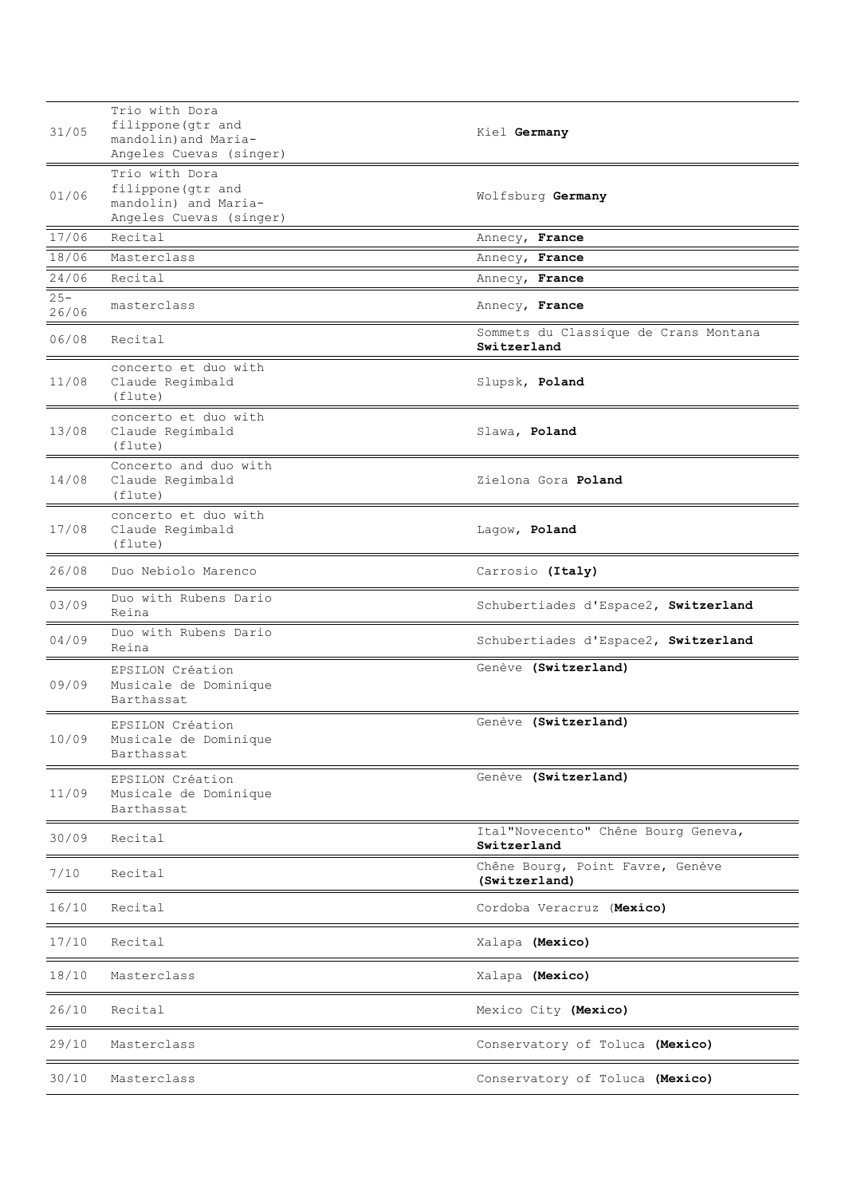| | | |
|---|---|---|
| 31/05 | Trio with Dora filippone(gtr and mandolin)and Maria-Angeles Cuevas (singer) | Kiel **Germany** |
| 01/06 | Trio with Dora filippone(gtr and mandolin) and Maria-Angeles Cuevas (singer) | Wolfsburg **Germany** |
| 17/06 | Recital | Annecy, **France** |
| 18/06 | Masterclass | Annecy, **France** |
| 24/06 | Recital | Annecy, **France** |
| 25-26/06 | masterclass | Annecy, **France** |
| 06/08 | Recital | Sommets du Classique de Crans Montana **Switzerland** |
| 11/08 | concerto et duo with Claude Regimbald (flute) | Slupsk, **Poland** |
| 13/08 | concerto et duo with Claude Regimbald (flute) | Slawa, **Poland** |
| 14/08 | Concerto and duo with Claude Regimbald (flute) | Zielona Gora **Poland** |
| 17/08 | concerto et duo with Claude Regimbald (flute) | Lagow, **Poland** |
| 26/08 | Duo Nebiolo Marenco | Carrosio **(Italy)** |
| 03/09 | Duo with Rubens Dario Reina | Schubertiades d'Espace2, **Switzerland** |
| 04/09 | Duo with Rubens Dario Reina | Schubertiades d'Espace2, **Switzerland** |
| 09/09 | EPSILON Création Musicale de Dominique Barthassat | Genève **(Switzerland)** |
| 10/09 | EPSILON Création Musicale de Dominique Barthassat | Genève **(Switzerland)** |
| 11/09 | EPSILON Création Musicale de Dominique Barthassat | Genève **(Switzerland)** |
| 30/09 | Recital | Ital"Novecento" Chêne Bourg Geneva, **Switzerland** |
| 7/10 | Recital | Chêne Bourg, Point Favre, Genève **(Switzerland)** |
| 16/10 | Recital | Cordoba Veracruz (**Mexico)** |
| 17/10 | Recital | Xalapa **(Mexico)** |
| 18/10 | Masterclass | Xalapa **(Mexico)** |
| 26/10 | Recital | Mexico City **(Mexico)** |
| 29/10 | Masterclass | Conservatory of Toluca **(Mexico)** |
| 30/10 | Masterclass | Conservatory of Toluca **(Mexico)** |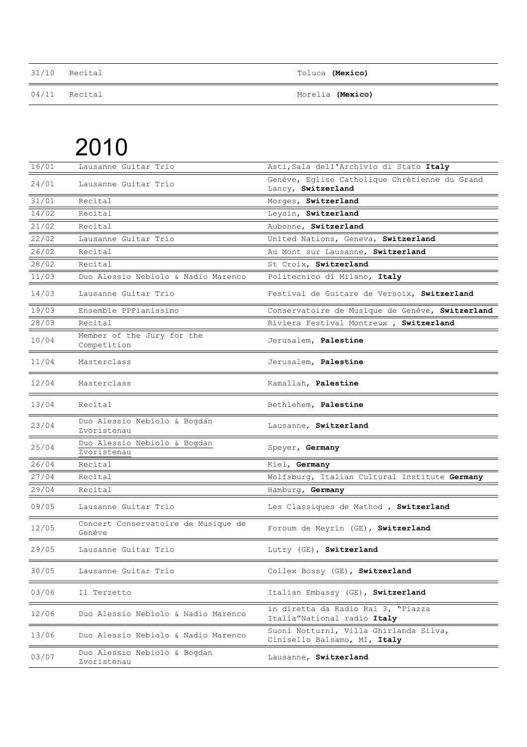| | | |
|---|---|---|
| 31/10 | Recital | Toluca **(Mexico)** |
| 04/11 | Recital | Morelia **(Mexico)** |

# 2010

| | | |
|---|---|---|
| 16/01 | Lausanne Guitar Trio | Asti,Sala dell'Archivio di Stato **Italy** |
| 24/01 | Lausanne Guitar Trio | Genève, Eglise Catholique Chrétienne du Grand Lancy, **Switzerland** |
| 31/01 | Recital | Morges, **Switzerland** |
| 14/02 | Recital | Leysin, **Switzerland** |
| 21/02 | Recital | Aubonne, **Switzerland** |
| 22/02 | Lausanne Guitar Trio | United Nations, Geneva, **Switzerland** |
| 26/02 | Recital | Au Mont sur Lausanne, **Switzerland** |
| 28/02 | Recital | St Croix, **Switzerland** |
| 11/03 | Duo Alessio Nebiolo & Nadio Marenco | Politecnico di Milano, **Italy** |
| 14/03 | Lausanne Guitar Trio | Festival de Guitare de Versoix, **Switzerland** |
| 19/03 | Ensemble PPPianissimo | Conservatoire de Musique de Genève, **Switzerland** |
| 28/03 | Recital | Riviera Festival Montreux , **Switzerland** |
| 10/04 | Member of the Jury for the Competition | Jerusalem, **Palestine** |
| 11/04 | Masterclass | Jerusalem, **Palestine** |
| 12/04 | Masterclass | Ramallah, **Palestine** |
| 13/04 | Recital | Bethlehem, **Palestine** |
| 23/04 | Duo Alessio Nebiolo & Bogdan Zvoristenau | Lausanne, **Switzerland** |
| 25/04 | Duo Alessio Nebiolo & Bogdan Zvoristenau | Speyer, **Germany** |
| 26/04 | Recital | Kiel, **Germany** |
| 27/04 | Recital | Wolfsburg, Italian Cultural Institute **Germany** |
| 29/04 | Recital | Hamburg, **Germany** |
| 09/05 | Lausanne Guitar Trio | Les Classiques de Mathod , **Switzerland** |
| 12/05 | Concert Conservatoire de Musique de Genève | Foroum de Meyrin (GE), **Switzerland** |
| 29/05 | Lausanne Guitar Trio | Lutry (GE), **Switzerland** |
| 30/05 | Lausanne Guitar Trio | Collex Bossy (GE), **Switzerland** |
| 03/06 | Il Terzetto | Italian Embassy (GE), **Switzerland** |
| 12/06 | Duo Alessio Nebiolo & Nadio Marenco | in diretta da Radio Rai 3, "Piazza Italia"National radio **Italy** |
| 13/06 | Duo Alessio Nebiolo & Nadio Marenco | Suoni Notturni, Villa Ghirlanda Silva, Cinisello Balsamo, MI, **Italy** |
| 03/07 | Duo Alessio Nebiolo & Bogdan Zvoristenau | Lausanne, **Switzerland** |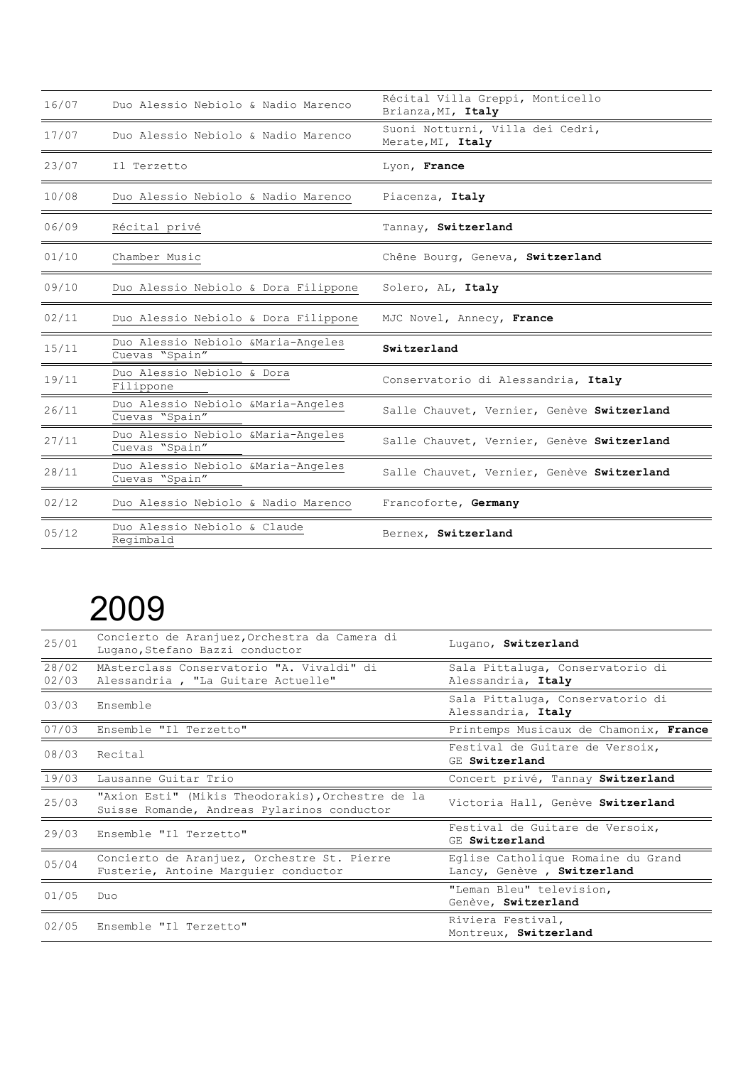| | | |
|---|---|---|
| 16/07 | Duo Alessio Nebiolo & Nadio Marenco | Récital Villa Greppi, Monticello Brianza,MI, **Italy** |
| 17/07 | Duo Alessio Nebiolo & Nadio Marenco | Suoni Notturni, Villa dei Cedri, Merate,MI, **Italy** |
| 23/07 | Il Terzetto | Lyon, **France** |
| 10/08 | Duo Alessio Nebiolo & Nadio Marenco | Piacenza, **Italy** |
| 06/09 | Récital privé | Tannay, **Switzerland** |
| 01/10 | Chamber Music | Chêne Bourg, Geneva, **Switzerland** |
| 09/10 | Duo Alessio Nebiolo & Dora Filippone | Solero, AL, **Italy** |
| 02/11 | Duo Alessio Nebiolo & Dora Filippone | MJC Novel, Annecy, **France** |
| 15/11 | Duo Alessio Nebiolo &Maria-Angeles Cuevas "Spain" | **Switzerland** |
| 19/11 | Duo Alessio Nebiolo & Dora Filippone | Conservatorio di Alessandria, **Italy** |
| 26/11 | Duo Alessio Nebiolo &Maria-Angeles Cuevas "Spain" | Salle Chauvet, Vernier, Genève **Switzerland** |
| 27/11 | Duo Alessio Nebiolo &Maria-Angeles Cuevas "Spain" | Salle Chauvet, Vernier, Genève **Switzerland** |
| 28/11 | Duo Alessio Nebiolo &Maria-Angeles Cuevas "Spain" | Salle Chauvet, Vernier, Genève **Switzerland** |
| 02/12 | Duo Alessio Nebiolo & Nadio Marenco | Francoforte, **Germany** |
| 05/12 | Duo Alessio Nebiolo & Claude Regimbald | Bernex, **Switzerland** |

# 2009

| | | |
|---|---|---|
| 25/01 | Concierto de Aranjuez,Orchestra da Camera di Lugano,Stefano Bazzi conductor | Lugano, **Switzerland** |
| 28/02 02/03 | MAsterclass Conservatorio "A. Vivaldi" di Alessandria , "La Guitare Actuelle" | Sala Pittaluga, Conservatorio di Alessandria, **Italy** |
| 03/03 | Ensemble | Sala Pittaluga, Conservatorio di Alessandria, **Italy** |
| 07/03 | Ensemble "Il Terzetto" | Printemps Musicaux de Chamonix, **France** |
| 08/03 | Recital | Festival de Guitare de Versoix, GE **Switzerland** |
| 19/03 | Lausanne Guitar Trio | Concert privé, Tannay **Switzerland** |
| 25/03 | "Axion Esti" (Mikis Theodorakis),Orchestre de la Suisse Romande, Andreas Pylarinos conductor | Victoria Hall, Genève **Switzerland** |
| 29/03 | Ensemble "Il Terzetto" | Festival de Guitare de Versoix, GE **Switzerland** |
| 05/04 | Concierto de Aranjuez, Orchestre St. Pierre Fusterie, Antoine Marguier conductor | Eglise Catholique Romaine du Grand Lancy, Genève , **Switzerland** |
| 01/05 | Duo | "Leman Bleu" television, Genève, **Switzerland** |
| 02/05 | Ensemble "Il Terzetto" | Riviera Festival, Montreux, **Switzerland** |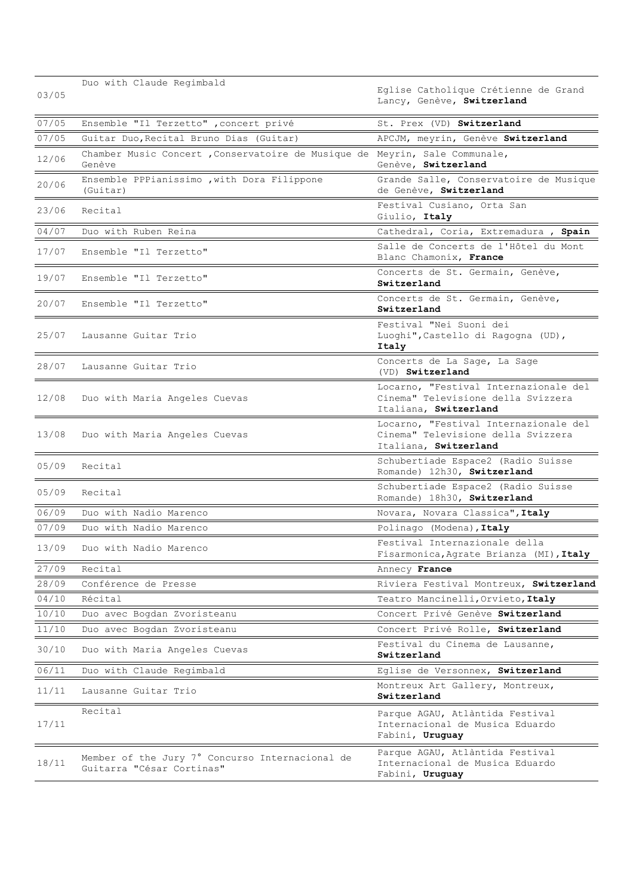| | | |
|---|---|---|
| 03/05 | Duo with Claude Regimbald | Eglise Catholique Crétienne de Grand Lancy, Genève, **Switzerland** |
| 07/05 | Ensemble "Il Terzetto" ,concert privé | St. Prex (VD) **Switzerland** |
| 07/05 | Guitar Duo,Recital Bruno Dias (Guitar) | APCJM, meyrin, Genève **Switzerland** |
| 12/06 | Chamber Music Concert ,Conservatoire de Musique de Genève | Meyrin, Sale Communale, Genève, **Switzerland** |
| 20/06 | Ensemble PPPianissimo ,with Dora Filippone (Guitar) | Grande Salle, Conservatoire de Musique de Genève, **Switzerland** |
| 23/06 | Recital | Festival Cusiano, Orta San Giulio, **Italy** |
| 04/07 | Duo with Ruben Reina | Cathedral, Coria, Extremadura , **Spain** |
| 17/07 | Ensemble "Il Terzetto" | Salle de Concerts de l'Hôtel du Mont Blanc Chamonix, **France** |
| 19/07 | Ensemble "Il Terzetto" | Concerts de St. Germain, Genève, **Switzerland** |
| 20/07 | Ensemble "Il Terzetto" | Concerts de St. Germain, Genève, **Switzerland** |
| 25/07 | Lausanne Guitar Trio | Festival "Nei Suoni dei Luoghi",Castello di Ragogna (UD), **Italy** |
| 28/07 | Lausanne Guitar Trio | Concerts de La Sage, La Sage (VD) **Switzerland** |
| 12/08 | Duo with Maria Angeles Cuevas | Locarno, "Festival Internazionale del Cinema" Televisione della Svizzera Italiana, **Switzerland** |
| 13/08 | Duo with Maria Angeles Cuevas | Locarno, "Festival Internazionale del Cinema" Televisione della Svizzera Italiana, **Switzerland** |
| 05/09 | Recital | Schubertiade Espace2 (Radio Suisse Romande) 12h30, **Switzerland** |
| 05/09 | Recital | Schubertiade Espace2 (Radio Suisse Romande) 18h30, **Switzerland** |
| 06/09 | Duo with Nadio Marenco | Novara, Novara Classica",**Italy** |
| 07/09 | Duo with Nadio Marenco | Polinago (Modena),**Italy** |
| 13/09 | Duo with Nadio Marenco | Festival Internazionale della Fisarmonica,Agrate Brianza (MI),**Italy** |
| 27/09 | Recital | Annecy **France** |
| 28/09 | Conférence de Presse | Riviera Festival Montreux, **Switzerland** |
| 04/10 | Récital | Teatro Mancinelli,Orvieto,**Italy** |
| 10/10 | Duo avec Bogdan Zvoristeanu | Concert Privé Genève **Switzerland** |
| 11/10 | Duo avec Bogdan Zvoristeanu | Concert Privé Rolle, **Switzerland** |
| 30/10 | Duo with Maria Angeles Cuevas | Festival du Cinema de Lausanne, **Switzerland** |
| 06/11 | Duo with Claude Regimbald | Eglise de Versonnex, **Switzerland** |
| 11/11 | Lausanne Guitar Trio | Montreux Art Gallery, Montreux, **Switzerland** |
| 17/11 | Recital | Parque AGAU, Atlàntida Festival Internacional de Musica Eduardo Fabini, **Uruguay** |
| 18/11 | Member of the Jury 7° Concurso Internacional de Guitarra "César Cortinas" | Parque AGAU, Atlàntida Festival Internacional de Musica Eduardo Fabini, **Uruguay** |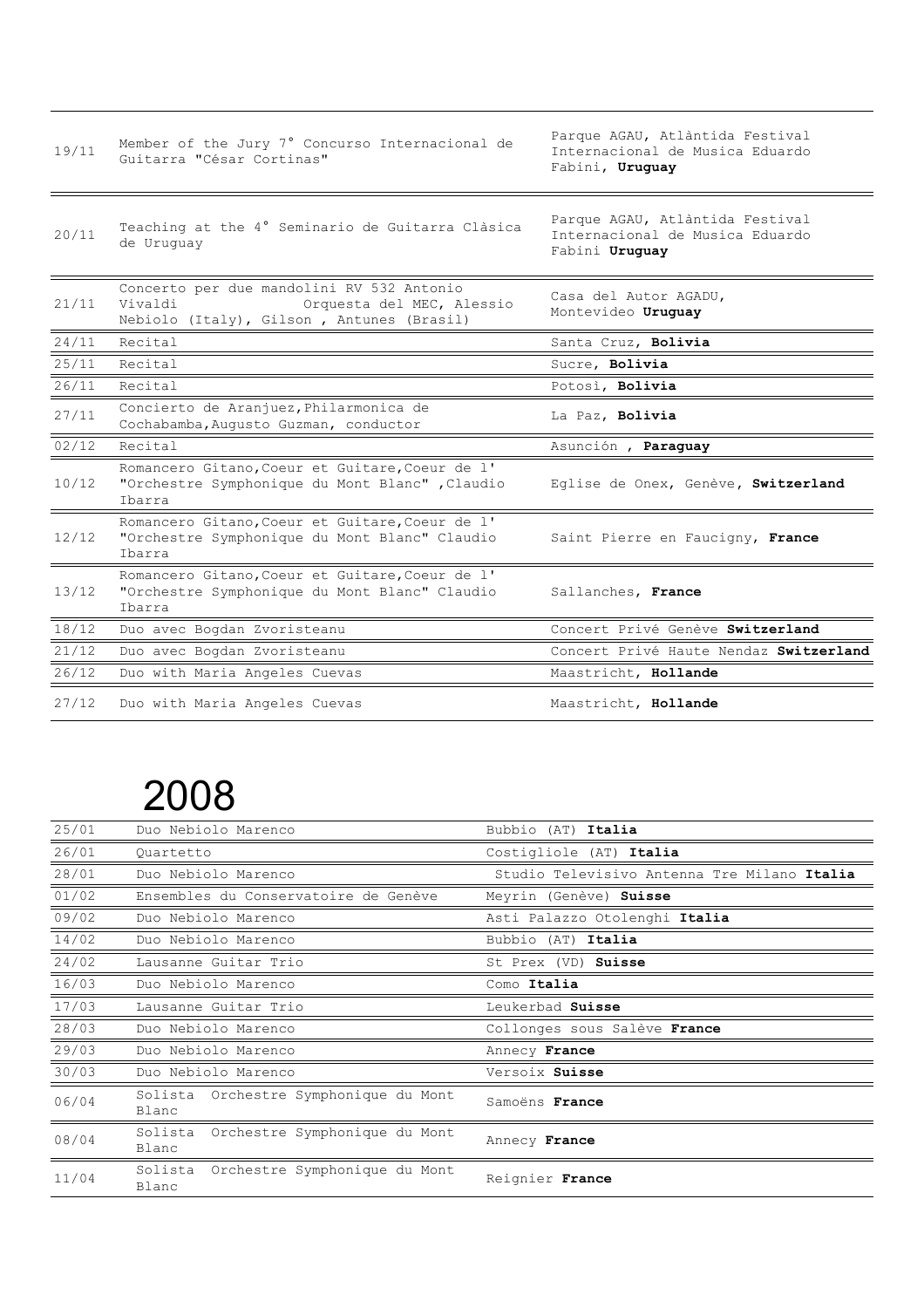| | | |
|---|---|---|
| 19/11 | Member of the Jury 7° Concurso Internacional de Guitarra "César Cortinas" | Parque AGAU, Atlàntida Festival Internacional de Musica Eduardo Fabini, **Uruguay** |
| 20/11 | Teaching at the 4° Seminario de Guitarra Clàsica de Uruguay | Parque AGAU, Atlàntida Festival Internacional de Musica Eduardo Fabini **Uruguay** |
| 21/11 | Concerto per due mandolini RV 532 Antonio Vivaldi Orquesta del MEC, Alessio Nebiolo (Italy), Gilson , Antunes (Brasil) | Casa del Autor AGADU, Montevideo **Uruguay** |
| 24/11 | Recital | Santa Cruz, **Bolivia** |
| 25/11 | Recital | Sucre, **Bolivia** |
| 26/11 | Recital | Potosì, **Bolivia** |
| 27/11 | Concierto de Aranjuez,Philarmonica de Cochabamba,Augusto Guzman, conductor | La Paz, **Bolivia** |
| 02/12 | Recital | Asunción , **Paraguay** |
| 10/12 | Romancero Gitano,Coeur et Guitare,Coeur de l' "Orchestre Symphonique du Mont Blanc" ,Claudio Ibarra | Eglise de Onex, Genève, **Switzerland** |
| 12/12 | Romancero Gitano,Coeur et Guitare,Coeur de l' "Orchestre Symphonique du Mont Blanc" Claudio Ibarra | Saint Pierre en Faucigny, **France** |
| 13/12 | Romancero Gitano,Coeur et Guitare,Coeur de l' "Orchestre Symphonique du Mont Blanc" Claudio Ibarra | Sallanches, **France** |
| 18/12 | Duo avec Bogdan Zvoristeanu | Concert Privé Genève **Switzerland** |
| 21/12 | Duo avec Bogdan Zvoristeanu | Concert Privé Haute Nendaz **Switzerland** |
| 26/12 | Duo with Maria Angeles Cuevas | Maastricht, **Hollande** |
| 27/12 | Duo with Maria Angeles Cuevas | Maastricht, **Hollande** |

# 2008

| | | |
|---|---|---|
| 25/01 | Duo Nebiolo Marenco | Bubbio (AT) **Italia** |
| 26/01 | Quartetto | Costigliole (AT) **Italia** |
| 28/01 | Duo Nebiolo Marenco | Studio Televisivo Antenna Tre Milano **Italia** |
| 01/02 | Ensembles du Conservatoire de Genève | Meyrin (Genève) **Suisse** |
| 09/02 | Duo Nebiolo Marenco | Asti Palazzo Otolenghi **Italia** |
| 14/02 | Duo Nebiolo Marenco | Bubbio (AT) **Italia** |
| 24/02 | Lausanne Guitar Trio | St Prex (VD) **Suisse** |
| 16/03 | Duo Nebiolo Marenco | Como **Italia** |
| 17/03 | Lausanne Guitar Trio | Leukerbad **Suisse** |
| 28/03 | Duo Nebiolo Marenco | Collonges sous Salève **France** |
| 29/03 | Duo Nebiolo Marenco | Annecy **France** |
| 30/03 | Duo Nebiolo Marenco | Versoix **Suisse** |
| 06/04 | Solista Orchestre Symphonique du Mont Blanc | Samoëns **France** |
| 08/04 | Solista Orchestre Symphonique du Mont Blanc | Annecy **France** |
| 11/04 | Solista Orchestre Symphonique du Mont Blanc | Reignier **France** |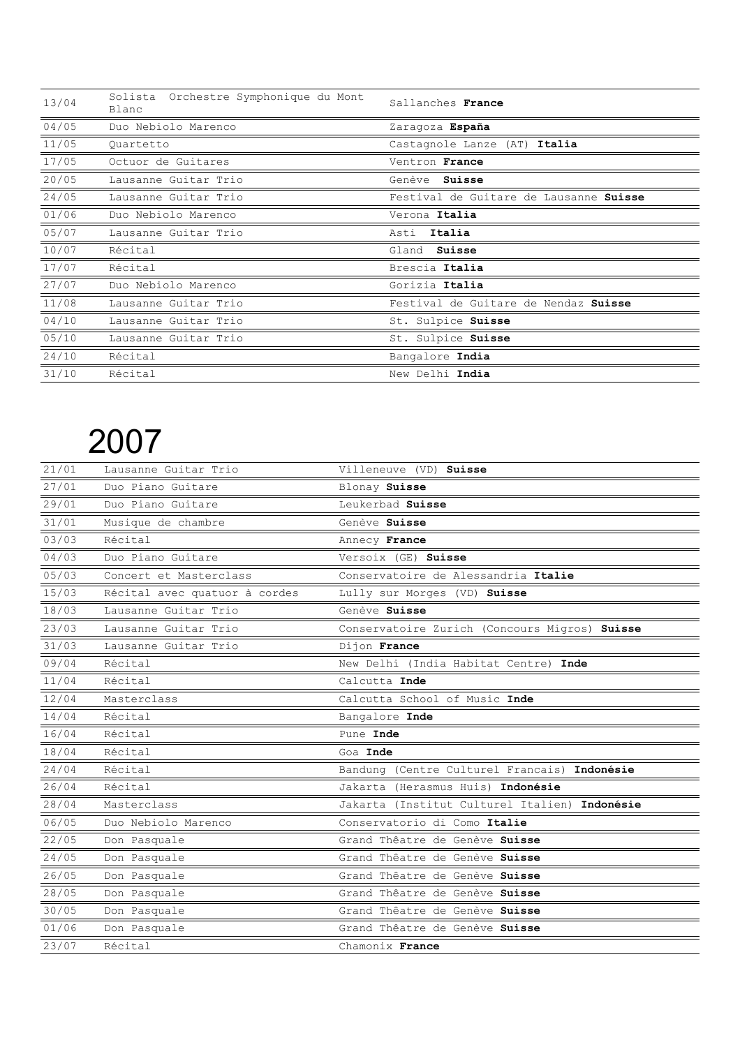| | | |
|---|---|---|
| 13/04 | Solista Orchestre Symphonique du Mont Blanc | Sallanches **France** |
| 04/05 | Duo Nebiolo Marenco | Zaragoza **España** |
| 11/05 | Quartetto | Castagnole Lanze (AT) **Italia** |
| 17/05 | Octuor de Guitares | Ventron **France** |
| 20/05 | Lausanne Guitar Trio | Genève **Suisse** |
| 24/05 | Lausanne Guitar Trio | Festival de Guitare de Lausanne **Suisse** |
| 01/06 | Duo Nebiolo Marenco | Verona **Italia** |
| 05/07 | Lausanne Guitar Trio | Asti **Italia** |
| 10/07 | Récital | Gland **Suisse** |
| 17/07 | Récital | Brescia **Italia** |
| 27/07 | Duo Nebiolo Marenco | Gorizia **Italia** |
| 11/08 | Lausanne Guitar Trio | Festival de Guitare de Nendaz **Suisse** |
| 04/10 | Lausanne Guitar Trio | St. Sulpice **Suisse** |
| 05/10 | Lausanne Guitar Trio | St. Sulpice **Suisse** |
| 24/10 | Récital | Bangalore **India** |
| 31/10 | Récital | New Delhi **India** |

# 2007

| | | |
|---|---|---|
| 21/01 | Lausanne Guitar Trio | Villeneuve (VD) **Suisse** |
| 27/01 | Duo Piano Guitare | Blonay **Suisse** |
| 29/01 | Duo Piano Guitare | Leukerbad **Suisse** |
| 31/01 | Musique de chambre | Genève **Suisse** |
| 03/03 | Récital | Annecy **France** |
| 04/03 | Duo Piano Guitare | Versoix (GE) **Suisse** |
| 05/03 | Concert et Masterclass | Conservatoire de Alessandria **Italie** |
| 15/03 | Récital avec quatuor à cordes | Lully sur Morges (VD) **Suisse** |
| 18/03 | Lausanne Guitar Trio | Genève **Suisse** |
| 23/03 | Lausanne Guitar Trio | Conservatoire Zurich (Concours Migros) **Suisse** |
| 31/03 | Lausanne Guitar Trio | Dijon **France** |
| 09/04 | Récital | New Delhi (India Habitat Centre) **Inde** |
| 11/04 | Récital | Calcutta **Inde** |
| 12/04 | Masterclass | Calcutta School of Music **Inde** |
| 14/04 | Récital | Bangalore **Inde** |
| 16/04 | Récital | Pune **Inde** |
| 18/04 | Récital | Goa **Inde** |
| 24/04 | Récital | Bandung (Centre Culturel Francais) **Indonésie** |
| 26/04 | Récital | Jakarta (Herasmus Huis) **Indonésie** |
| 28/04 | Masterclass | Jakarta (Institut Culturel Italien) **Indonésie** |
| 06/05 | Duo Nebiolo Marenco | Conservatorio di Como **Italie** |
| 22/05 | Don Pasquale | Grand Thêatre de Genève **Suisse** |
| 24/05 | Don Pasquale | Grand Thêatre de Genève **Suisse** |
| 26/05 | Don Pasquale | Grand Thêatre de Genève **Suisse** |
| 28/05 | Don Pasquale | Grand Thêatre de Genève **Suisse** |
| 30/05 | Don Pasquale | Grand Thêatre de Genève **Suisse** |
| 01/06 | Don Pasquale | Grand Thêatre de Genève **Suisse** |
| 23/07 | Récital | Chamonix **France** |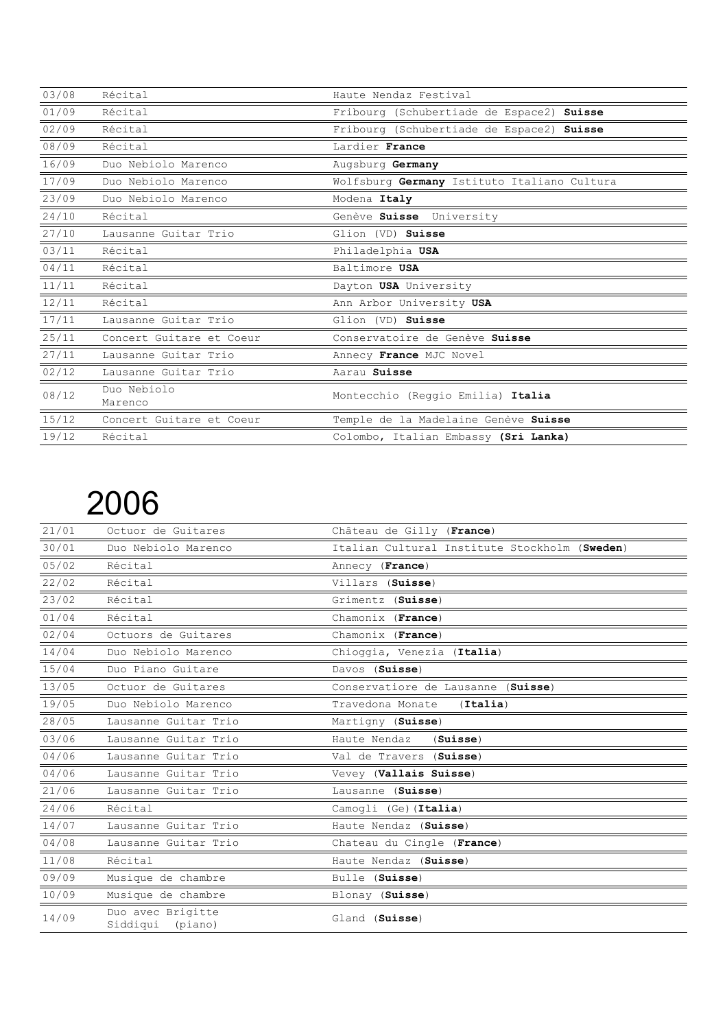| | | |
|---|---|---|
| 03/08 | Récital | Haute Nendaz Festival |
| 01/09 | Récital | Fribourg (Schubertiade de Espace2) **Suisse** |
| 02/09 | Récital | Fribourg (Schubertiade de Espace2) **Suisse** |
| 08/09 | Récital | Lardier **France** |
| 16/09 | Duo Nebiolo Marenco | Augsburg **Germany** |
| 17/09 | Duo Nebiolo Marenco | Wolfsburg **Germany** Istituto Italiano Cultura |
| 23/09 | Duo Nebiolo Marenco | Modena **Italy** |
| 24/10 | Récital | Genève **Suisse** University |
| 27/10 | Lausanne Guitar Trio | Glion (VD) **Suisse** |
| 03/11 | Récital | Philadelphia **USA** |
| 04/11 | Récital | Baltimore **USA** |
| 11/11 | Récital | Dayton **USA** University |
| 12/11 | Récital | Ann Arbor University **USA** |
| 17/11 | Lausanne Guitar Trio | Glion (VD) **Suisse** |
| 25/11 | Concert Guitare et Coeur | Conservatoire de Genève **Suisse** |
| 27/11 | Lausanne Guitar Trio | Annecy **France** MJC Novel |
| 02/12 | Lausanne Guitar Trio | Aarau **Suisse** |
| 08/12 | Duo Nebiolo Marenco | Montecchio (Reggio Emilia) **Italia** |
| 15/12 | Concert Guitare et Coeur | Temple de la Madelaine Genève **Suisse** |
| 19/12 | Récital | Colombo, Italian Embassy **(Sri Lanka)** |

# 2006

| | | |
|---|---|---|
| 21/01 | Octuor de Guitares | Château de Gilly (**France**) |
| 30/01 | Duo Nebiolo Marenco | Italian Cultural Institute Stockholm (**Sweden**) |
| 05/02 | Récital | Annecy (**France**) |
| 22/02 | Récital | Villars (**Suisse**) |
| 23/02 | Récital | Grimentz (**Suisse**) |
| 01/04 | Récital | Chamonix (**France**) |
| 02/04 | Octuors de Guitares | Chamonix (**France**) |
| 14/04 | Duo Nebiolo Marenco | Chioggia, Venezia (**Italia**) |
| 15/04 | Duo Piano Guitare | Davos (**Suisse**) |
| 13/05 | Octuor de Guitares | Conservatiore de Lausanne (**Suisse**) |
| 19/05 | Duo Nebiolo Marenco | Travedona Monate (**Italia**) |
| 28/05 | Lausanne Guitar Trio | Martigny (**Suisse**) |
| 03/06 | Lausanne Guitar Trio | Haute Nendaz (**Suisse**) |
| 04/06 | Lausanne Guitar Trio | Val de Travers (**Suisse**) |
| 04/06 | Lausanne Guitar Trio | Vevey (**Vallais Suisse**) |
| 21/06 | Lausanne Guitar Trio | Lausanne (**Suisse**) |
| 24/06 | Récital | Camogli (Ge)(**Italia**) |
| 14/07 | Lausanne Guitar Trio | Haute Nendaz (**Suisse**) |
| 04/08 | Lausanne Guitar Trio | Chateau du Cingle (**France**) |
| 11/08 | Récital | Haute Nendaz (**Suisse**) |
| 09/09 | Musique de chambre | Bulle (**Suisse**) |
| 10/09 | Musique de chambre | Blonay (**Suisse**) |
| 14/09 | Duo avec Brigitte Siddiqui (piano) | Gland (**Suisse**) |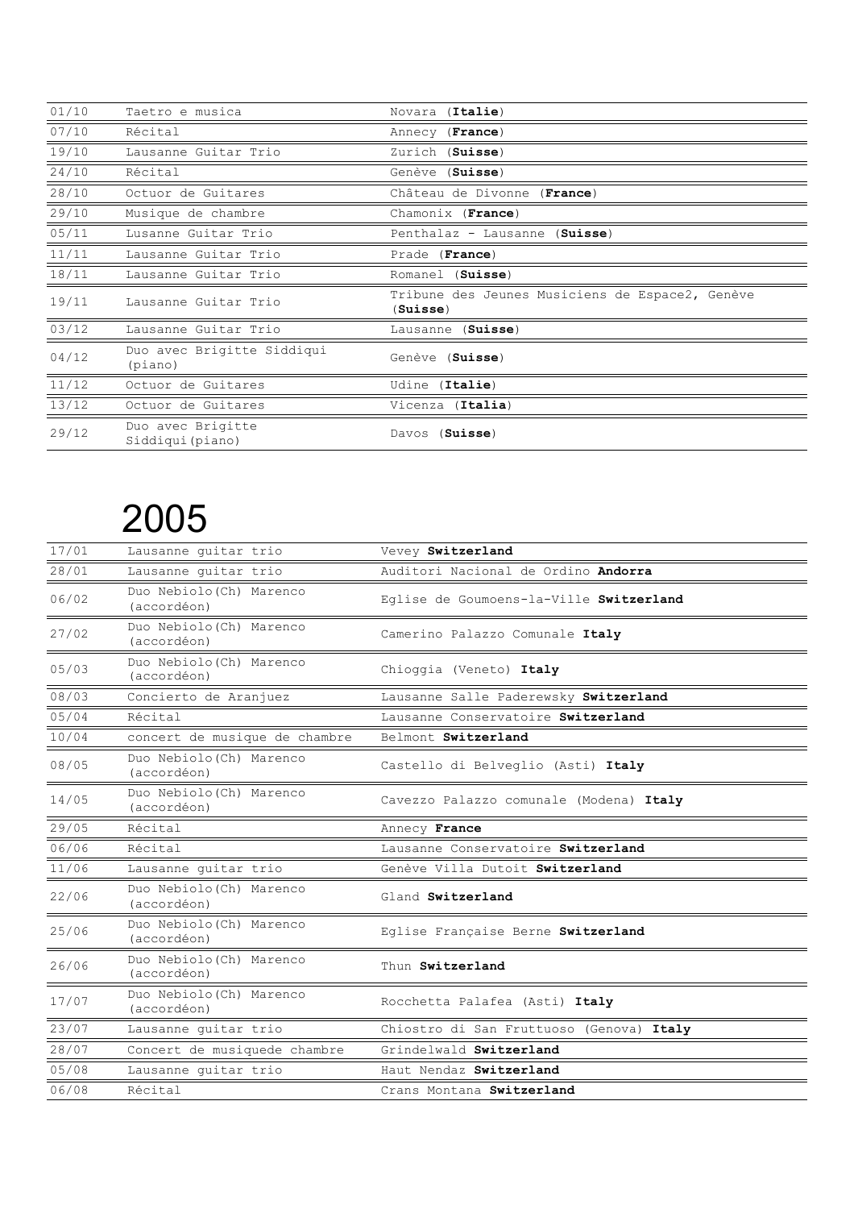| 01/10 | Taetro e musica | Novara (**Italie**) |
|---|---|---|
| 07/10 | Récital | Annecy (**France**) |
| 19/10 | Lausanne Guitar Trio | Zurich (**Suisse**) |
| 24/10 | Récital | Genève (**Suisse**) |
| 28/10 | Octuor de Guitares | Château de Divonne (**France**) |
| 29/10 | Musique de chambre | Chamonix (**France**) |
| 05/11 | Lusanne Guitar Trio | Penthalaz - Lausanne (**Suisse**) |
| 11/11 | Lausanne Guitar Trio | Prade (**France**) |
| 18/11 | Lausanne Guitar Trio | Romanel (**Suisse**) |
| 19/11 | Lausanne Guitar Trio | Tribune des Jeunes Musiciens de Espace2, Genève (**Suisse**) |
| 03/12 | Lausanne Guitar Trio | Lausanne (**Suisse**) |
| 04/12 | Duo avec Brigitte Siddiqui (piano) | Genève (**Suisse**) |
| 11/12 | Octuor de Guitares | Udine (**Italie**) |
| 13/12 | Octuor de Guitares | Vicenza (**Italia**) |
| 29/12 | Duo avec Brigitte Siddiqui(piano) | Davos (**Suisse**) |

# 2005

| 17/01 | Lausanne guitar trio | Vevey **Switzerland** |
|---|---|---|
| 28/01 | Lausanne guitar trio | Auditori Nacional de Ordino **Andorra** |
| 06/02 | Duo Nebiolo(Ch) Marenco (accordéon) | Eglise de Goumoens-la-Ville **Switzerland** |
| 27/02 | Duo Nebiolo(Ch) Marenco (accordéon) | Camerino Palazzo Comunale **Italy** |
| 05/03 | Duo Nebiolo(Ch) Marenco (accordéon) | Chioggia (Veneto) **Italy** |
| 08/03 | Concierto de Aranjuez | Lausanne Salle Paderewsky **Switzerland** |
| 05/04 | Récital | Lausanne Conservatoire **Switzerland** |
| 10/04 | concert de musique de chambre | Belmont **Switzerland** |
| 08/05 | Duo Nebiolo(Ch) Marenco (accordéon) | Castello di Belveglio (Asti) **Italy** |
| 14/05 | Duo Nebiolo(Ch) Marenco (accordéon) | Cavezzo Palazzo comunale (Modena) **Italy** |
| 29/05 | Récital | Annecy **France** |
| 06/06 | Récital | Lausanne Conservatoire **Switzerland** |
| 11/06 | Lausanne guitar trio | Genève Villa Dutoit **Switzerland** |
| 22/06 | Duo Nebiolo(Ch) Marenco (accordéon) | Gland **Switzerland** |
| 25/06 | Duo Nebiolo(Ch) Marenco (accordéon) | Eglise Française Berne **Switzerland** |
| 26/06 | Duo Nebiolo(Ch) Marenco (accordéon) | Thun **Switzerland** |
| 17/07 | Duo Nebiolo(Ch) Marenco (accordéon) | Rocchetta Palafea (Asti) **Italy** |
| 23/07 | Lausanne guitar trio | Chiostro di San Fruttuoso (Genova) **Italy** |
| 28/07 | Concert de musiquede chambre | Grindelwald **Switzerland** |
| 05/08 | Lausanne guitar trio | Haut Nendaz **Switzerland** |
| 06/08 | Récital | Crans Montana **Switzerland** |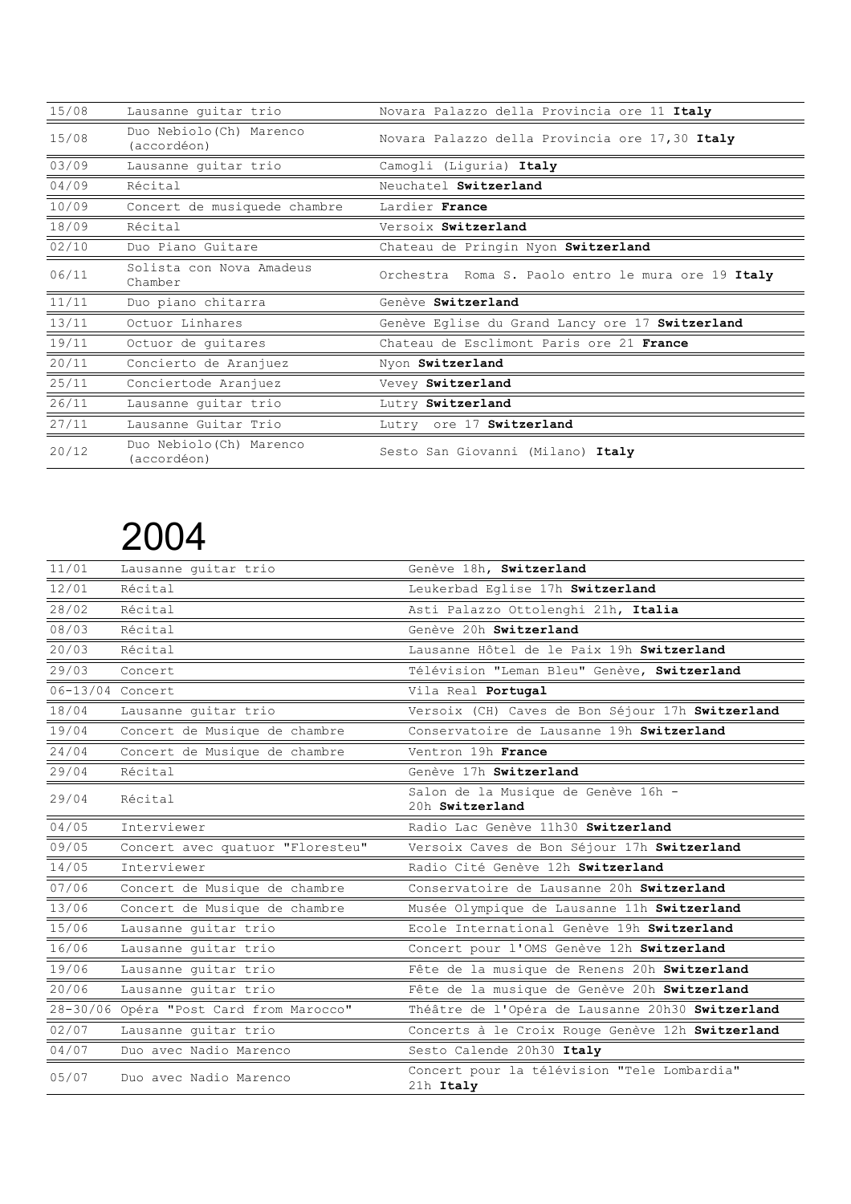| 15/08 | Lausanne guitar trio | Novara Palazzo della Provincia ore 11 **Italy** |
|---|---|---|
| 15/08 | Duo Nebiolo(Ch) Marenco (accordéon) | Novara Palazzo della Provincia ore 17,30 **Italy** |
| 03/09 | Lausanne guitar trio | Camogli (Liguria) **Italy** |
| 04/09 | Récital | Neuchatel **Switzerland** |
| 10/09 | Concert de musiquede chambre | Lardier **France** |
| 18/09 | Récital | Versoix **Switzerland** |
| 02/10 | Duo Piano Guitare | Chateau de Pringin Nyon **Switzerland** |
| 06/11 | Solista con Nova Amadeus Chamber | Orchestra Roma S. Paolo entro le mura ore 19 **Italy** |
| 11/11 | Duo piano chitarra | Genève **Switzerland** |
| 13/11 | Octuor Linhares | Genève Eglise du Grand Lancy ore 17 **Switzerland** |
| 19/11 | Octuor de guitares | Chateau de Esclimont Paris ore 21 **France** |
| 20/11 | Concierto de Aranjuez | Nyon **Switzerland** |
| 25/11 | Conciertode Aranjuez | Vevey **Switzerland** |
| 26/11 | Lausanne guitar trio | Lutry **Switzerland** |
| 27/11 | Lausanne Guitar Trio | Lutry ore 17 **Switzerland** |
| 20/12 | Duo Nebiolo(Ch) Marenco (accordéon) | Sesto San Giovanni (Milano) **Italy** |

# 2004

| 11/01 | Lausanne guitar trio | Genève 18h, **Switzerland** |
|---|---|---|
| 12/01 | Récital | Leukerbad Eglise 17h **Switzerland** |
| 28/02 | Récital | Asti Palazzo Ottolenghi 21h, **Italia** |
| 08/03 | Récital | Genève 20h **Switzerland** |
| 20/03 | Récital | Lausanne Hôtel de le Paix 19h **Switzerland** |
| 29/03 | Concert | Télévision "Leman Bleu" Genève, **Switzerland** |
| 06-13/04 | Concert | Vila Real **Portugal** |
| 18/04 | Lausanne guitar trio | Versoix (CH) Caves de Bon Séjour 17h **Switzerland** |
| 19/04 | Concert de Musique de chambre | Conservatoire de Lausanne 19h **Switzerland** |
| 24/04 | Concert de Musique de chambre | Ventron 19h **France** |
| 29/04 | Récital | Genève 17h **Switzerland** |
| 29/04 | Récital | Salon de la Musique de Genève 16h - 20h **Switzerland** |
| 04/05 | Interviewer | Radio Lac Genève 11h30 **Switzerland** |
| 09/05 | Concert avec quatuor "Floresteu" | Versoix Caves de Bon Séjour 17h **Switzerland** |
| 14/05 | Interviewer | Radio Cité Genève 12h **Switzerland** |
| 07/06 | Concert de Musique de chambre | Conservatoire de Lausanne 20h **Switzerland** |
| 13/06 | Concert de Musique de chambre | Musée Olympique de Lausanne 11h **Switzerland** |
| 15/06 | Lausanne guitar trio | Ecole International Genève 19h **Switzerland** |
| 16/06 | Lausanne guitar trio | Concert pour l'OMS Genève 12h **Switzerland** |
| 19/06 | Lausanne guitar trio | Fête de la musique de Renens 20h **Switzerland** |
| 20/06 | Lausanne guitar trio | Fête de la musique de Genève 20h **Switzerland** |
| 28-30/06 | Opéra "Post Card from Marocco" | Théâtre de l'Opéra de Lausanne 20h30 **Switzerland** |
| 02/07 | Lausanne guitar trio | Concerts à le Croix Rouge Genève 12h **Switzerland** |
| 04/07 | Duo avec Nadio Marenco | Sesto Calende 20h30 **Italy** |
| 05/07 | Duo avec Nadio Marenco | Concert pour la télévision "Tele Lombardia" 21h **Italy** |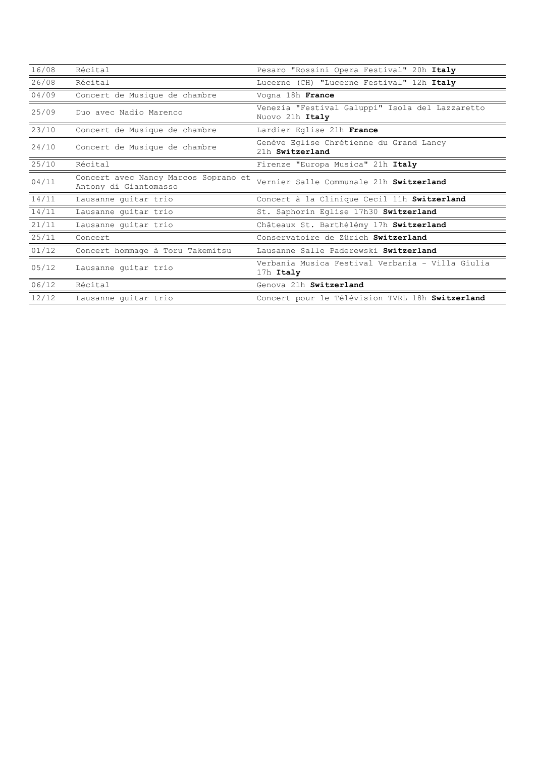| | | |
|---|---|---|
| 16/08 | Récital | Pesaro "Rossini Opera Festival" 20h **Italy** |
| 26/08 | Récital | Lucerne (CH) "Lucerne Festival" 12h **Italy** |
| 04/09 | Concert de Musique de chambre | Vogna 18h **France** |
| 25/09 | Duo avec Nadio Marenco | Venezia "Festival Galuppi" Isola del Lazzaretto Nuovo 21h **Italy** |
| 23/10 | Concert de Musique de chambre | Lardier Eglise 21h **France** |
| 24/10 | Concert de Musique de chambre | Genève Eglise Chrétienne du Grand Lancy 21h **Switzerland** |
| 25/10 | Récital | Firenze "Europa Musica" 21h **Italy** |
| 04/11 | Concert avec Nancy Marcos Soprano et Antony di Giantomasso | Vernier Salle Communale 21h **Switzerland** |
| 14/11 | Lausanne guitar trio | Concert à la Clinique Cecil 11h **Switzerland** |
| 14/11 | Lausanne guitar trio | St. Saphorin Eglise 17h30 **Switzerland** |
| 21/11 | Lausanne guitar trio | Châteaux St. Barthélémy 17h **Switzerland** |
| 25/11 | Concert | Conservatoire de Zürich **Switzerland** |
| 01/12 | Concert hommage à Toru Takemitsu | Lausanne Salle Paderewski **Switzerland** |
| 05/12 | Lausanne guitar trio | Verbania Musica Festival Verbania - Villa Giulia 17h **Italy** |
| 06/12 | Récital | Genova 21h **Switzerland** |
| 12/12 | Lausanne guitar trio | Concert pour le Télévision TVRL 18h **Switzerland** |